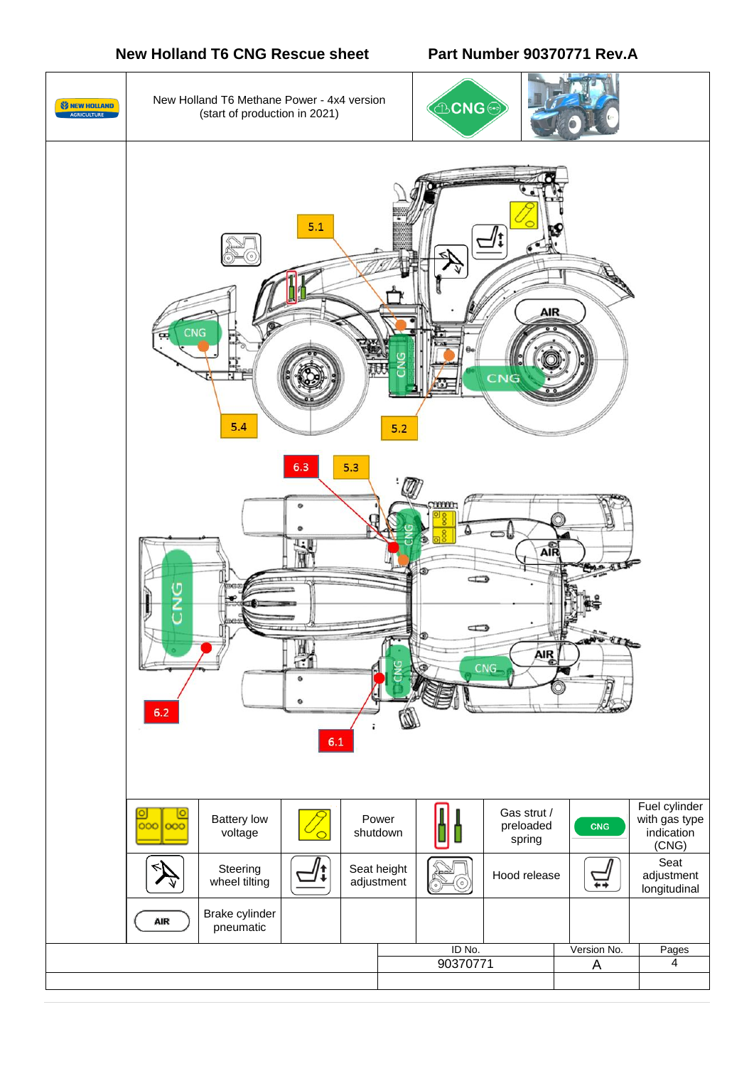# New Holland T6 CNG Rescue sheet

**Part Number 90370771 Rev.A**

NEW HOLLAND AGRICULTURE

New Holland T6 Methane Power - 4x4 version
(start of production in 2021)

CNG

5.1

5.4

5.2

CNG

CNG

AIR

CNG

6.3

5.3

AIR

AIR

CNG

CNG

CNG

6.2

6.1

| | | | | | | | |
|---|---|---|---|---|---|---|---|
| | Battery low voltage | | Power shutdown | | Gas strut / preloaded spring | CNG | Fuel cylinder with gas type indication (CNG) |
| | Steering wheel tilting | | Seat height adjustment | | Hood release | | Seat adjustment longitudinal |
| AIR | Brake cylinder pneumatic | | | | | | |

| ID No. | Version No. | Pages |
|---|---|---|
| 90370771 | A | 4 |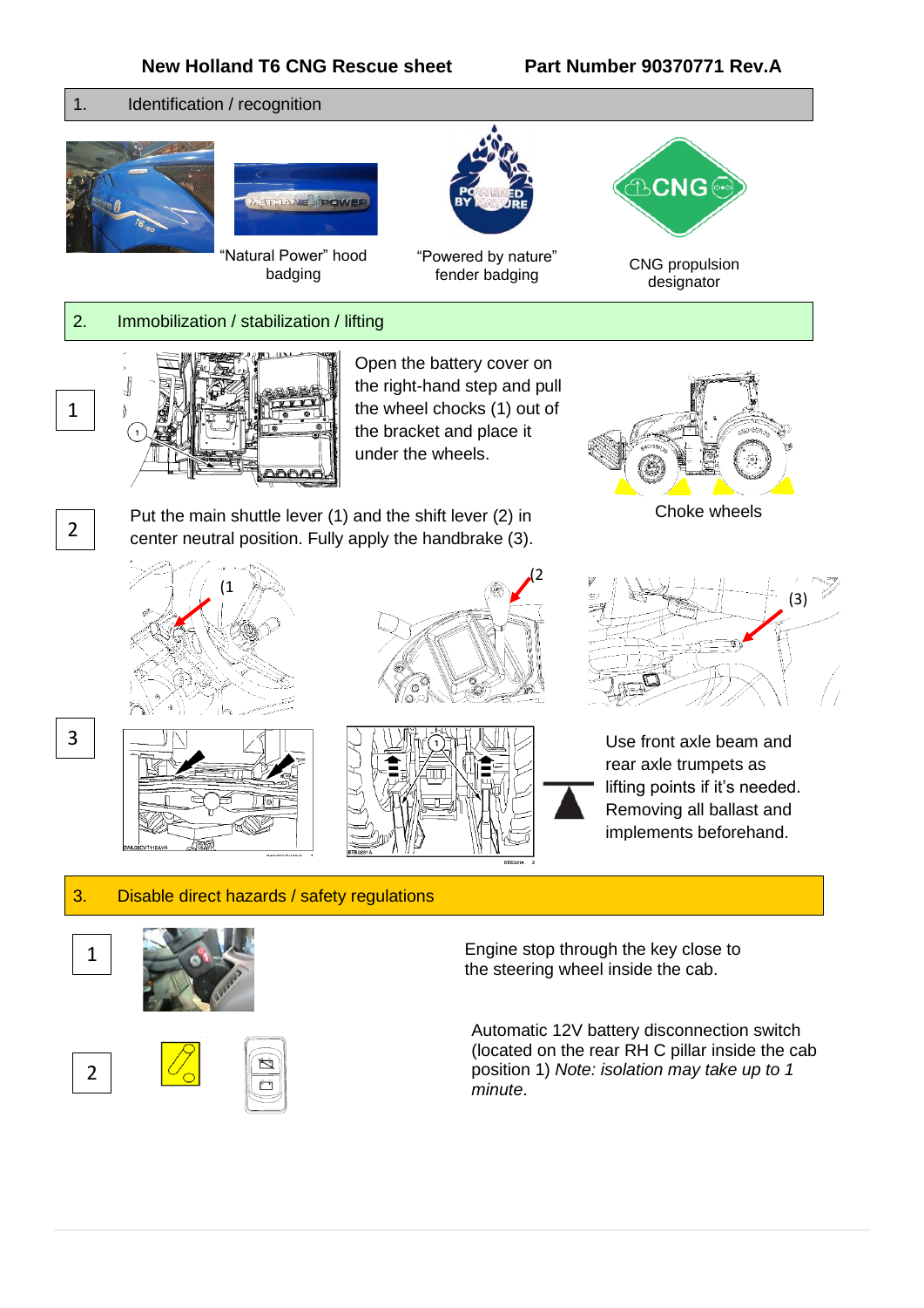**New Holland T6 CNG Rescue sheet** **Part Number 90370771 Rev.A**

## 1. Identification / recognition

"Natural Power" hood badging

"Powered by nature" fender badging

CNG propulsion designator

## 2. Immobilization / stabilization / lifting

**1** Open the battery cover on the right-hand step and pull the wheel chocks (1) out of the bracket and place it under the wheels.

Choke wheels

**2** Put the main shuttle lever (1) and the shift lever (2) in center neutral position. Fully apply the handbrake (3).

**3** Use front axle beam and rear axle trumpets as lifting points if it's needed. Removing all ballast and implements beforehand.

## 3. Disable direct hazards / safety regulations

**1** Engine stop through the key close to the steering wheel inside the cab.

**2** Automatic 12V battery disconnection switch (located on the rear RH C pillar inside the cab position 1) *Note: isolation may take up to 1 minute*.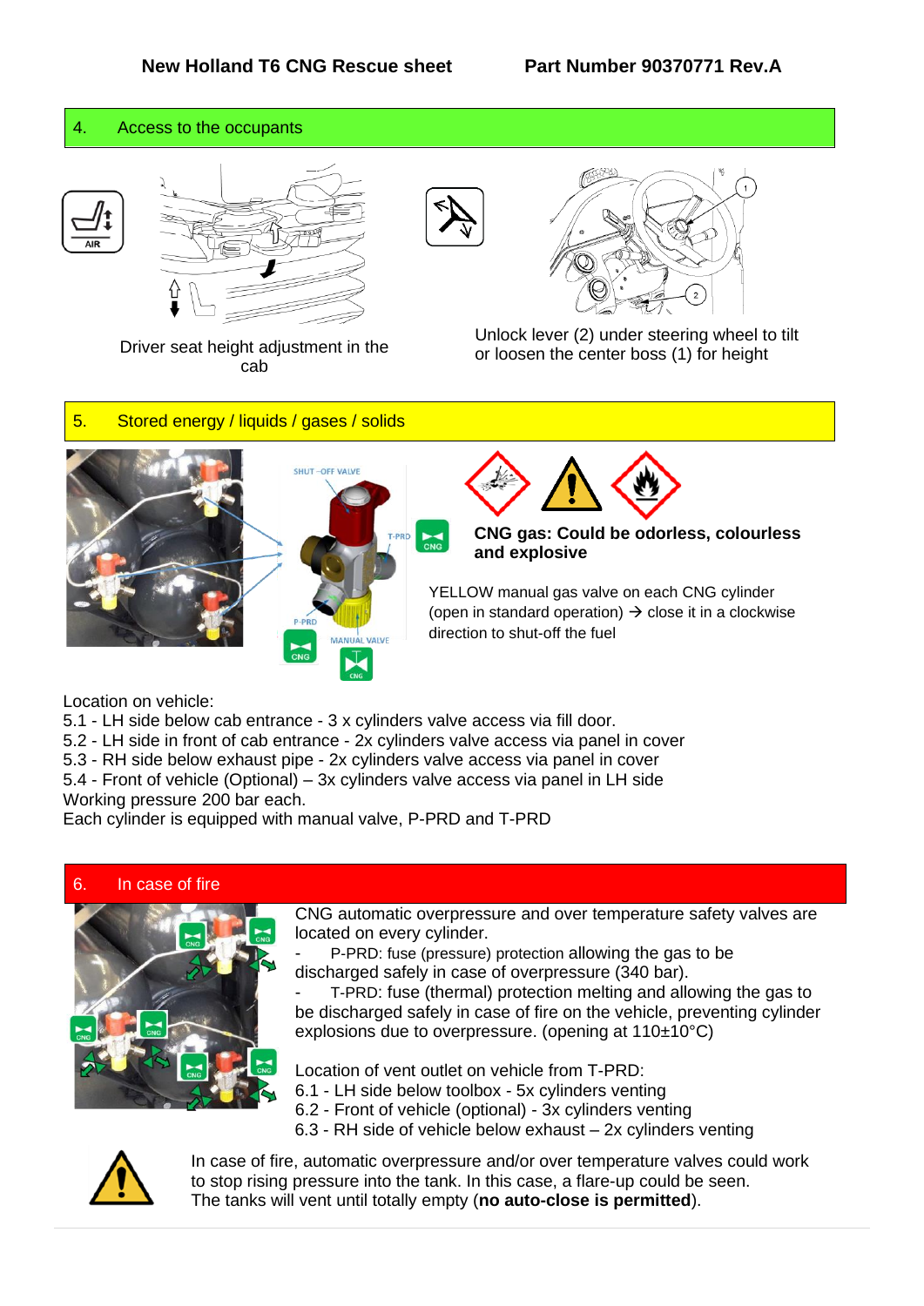## 4. Access to the occupants

Driver seat height adjustment in the cab

Unlock lever (2) under steering wheel to tilt or loosen the center boss (1) for height

## 5. Stored energy / liquids / gases / solids

**CNG gas: Could be odorless, colourless and explosive**

YELLOW manual gas valve on each CNG cylinder (open in standard operation) → close it in a clockwise direction to shut-off the fuel

Location on vehicle:
5.1 - LH side below cab entrance - 3 x cylinders valve access via fill door.
5.2 - LH side in front of cab entrance - 2x cylinders valve access via panel in cover
5.3 - RH side below exhaust pipe - 2x cylinders valve access via panel in cover
5.4 - Front of vehicle (Optional) – 3x cylinders valve access via panel in LH side
Working pressure 200 bar each.
Each cylinder is equipped with manual valve, P-PRD and T-PRD

## 6. In case of fire

CNG automatic overpressure and over temperature safety valves are located on every cylinder.

- P-PRD: fuse (pressure) protection allowing the gas to be discharged safely in case of overpressure (340 bar).
- T-PRD: fuse (thermal) protection melting and allowing the gas to be discharged safely in case of fire on the vehicle, preventing cylinder explosions due to overpressure. (opening at 110±10°C)

Location of vent outlet on vehicle from T-PRD:
6.1 - LH side below toolbox - 5x cylinders venting
6.2 - Front of vehicle (optional) - 3x cylinders venting
6.3 - RH side of vehicle below exhaust – 2x cylinders venting

In case of fire, automatic overpressure and/or over temperature valves could work to stop rising pressure into the tank. In this case, a flare-up could be seen.
The tanks will vent until totally empty (**no auto-close is permitted**).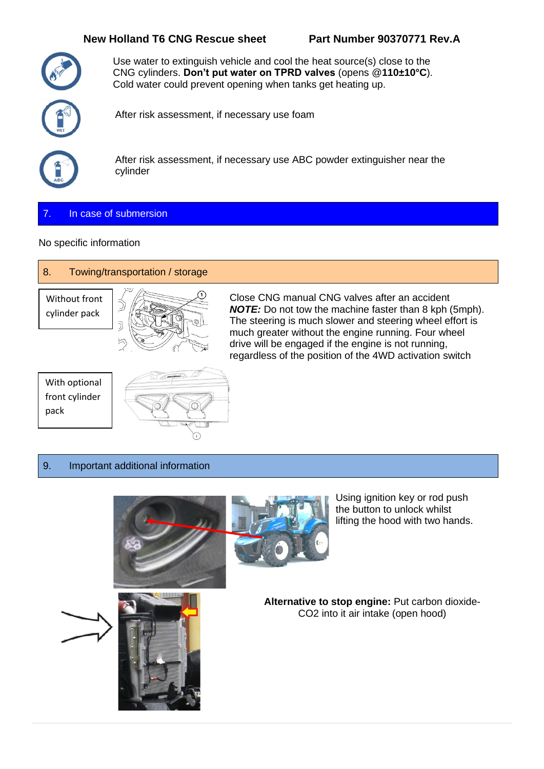Use water to extinguish vehicle and cool the heat source(s) close to the CNG cylinders. **Don't put water on TPRD valves** (opens **@110±10°C**). Cold water could prevent opening when tanks get heating up.

After risk assessment, if necessary use foam

After risk assessment, if necessary use ABC powder extinguisher near the cylinder

## 7. In case of submersion

No specific information

## 8. Towing/transportation / storage

Without front cylinder pack

With optional front cylinder pack

Close CNG manual CNG valves after an accident
***NOTE:*** Do not tow the machine faster than 8 kph (5mph). The steering is much slower and steering wheel effort is much greater without the engine running. Four wheel drive will be engaged if the engine is not running, regardless of the position of the 4WD activation switch

## 9. Important additional information

Using ignition key or rod push the button to unlock whilst lifting the hood with two hands.

**Alternative to stop engine:** Put carbon dioxide-$CO_2$ into it air intake (open hood)